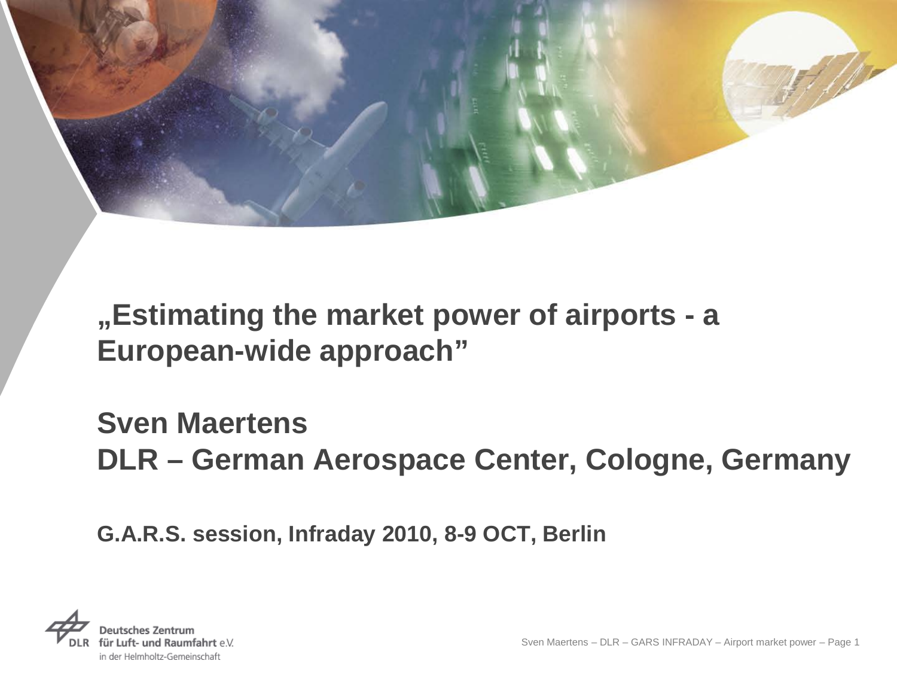# „Estimating the market power of airports - a European-wide approach"

## Sven Maertens
## DLR – German Aerospace Center, Cologne, Germany

**G.A.R.S. session, Infraday 2010, 8-9 OCT, Berlin**

Deutsches Zentrum
für Luft- und Raumfahrt e.V.
in der Helmholtz-Gemeinschaft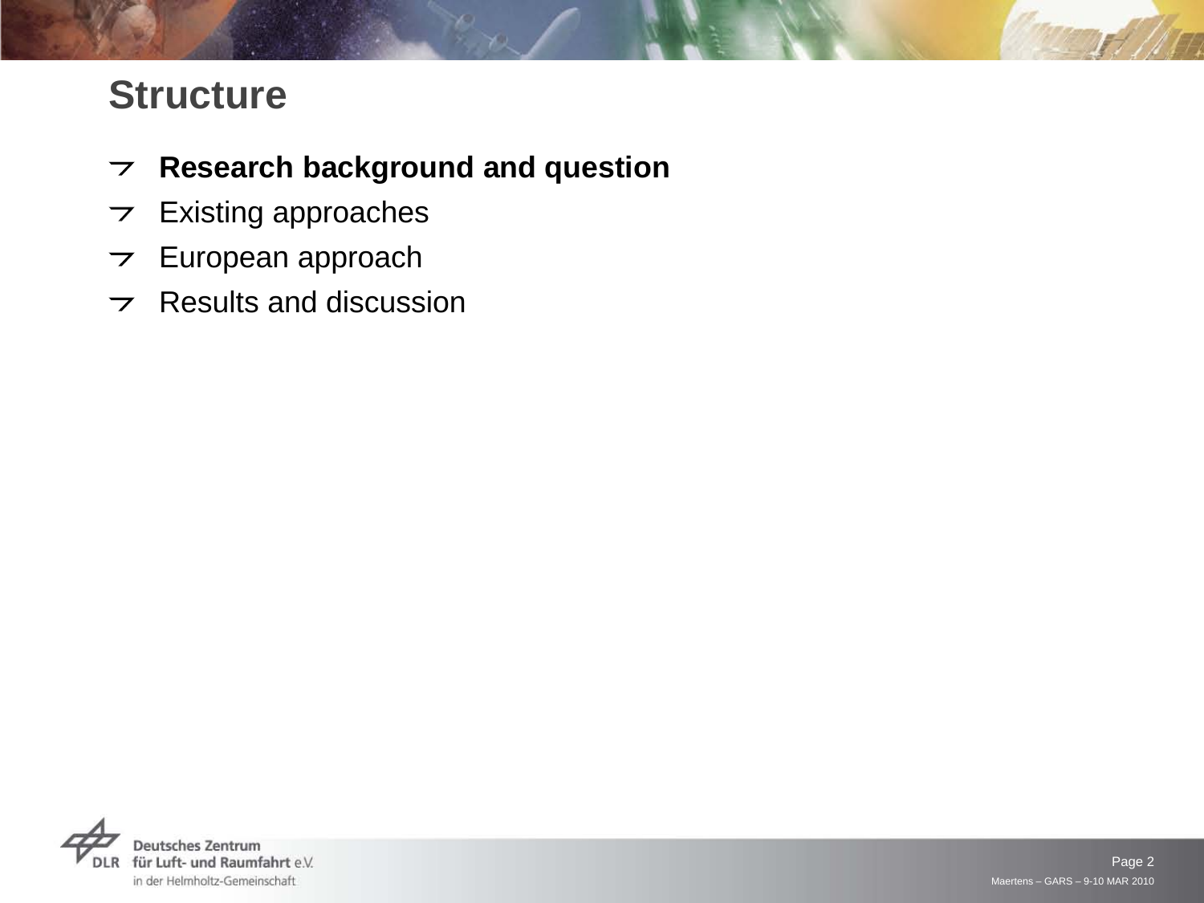# Structure

- **Research background and question**
- Existing approaches
- European approach
- Results and discussion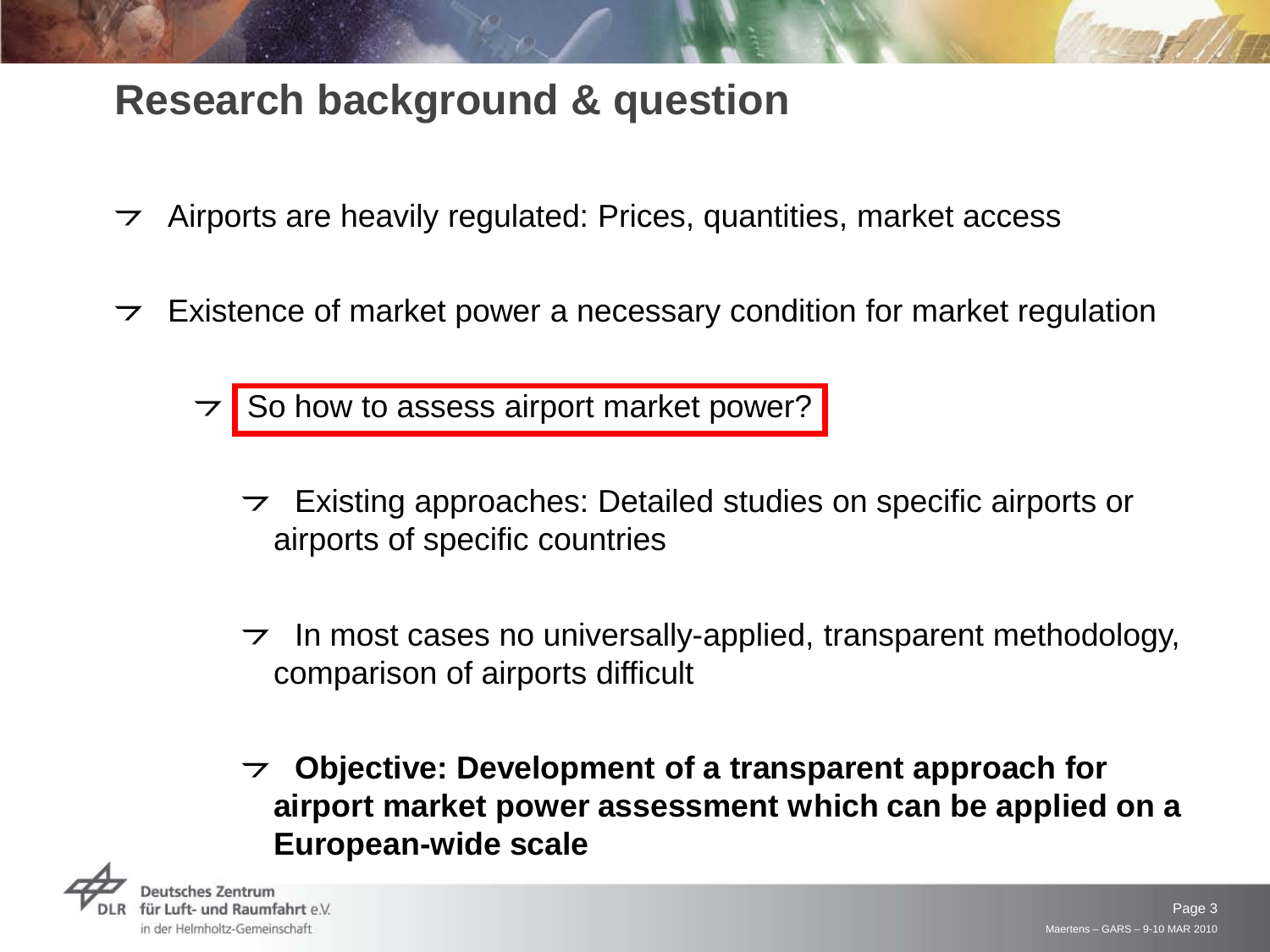# Research background & question

- Airports are heavily regulated: Prices, quantities, market access
- Existence of market power a necessary condition for market regulation
  - So how to assess airport market power?
    - Existing approaches: Detailed studies on specific airports or airports of specific countries
    - In most cases no universally-applied, transparent methodology, comparison of airports difficult
    - **Objective: Development of a transparent approach for airport market power assessment which can be applied on a European-wide scale**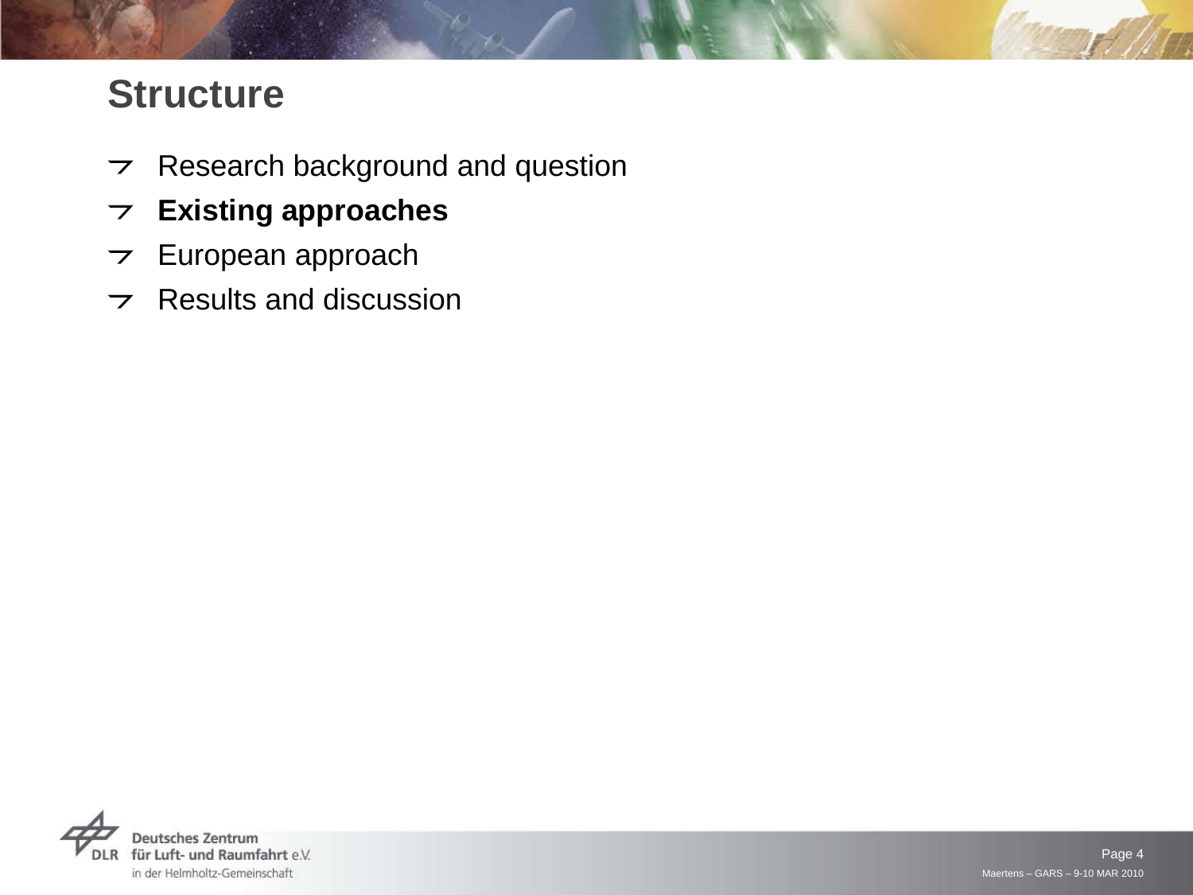# Structure

- Research background and question
- **Existing approaches**
- European approach
- Results and discussion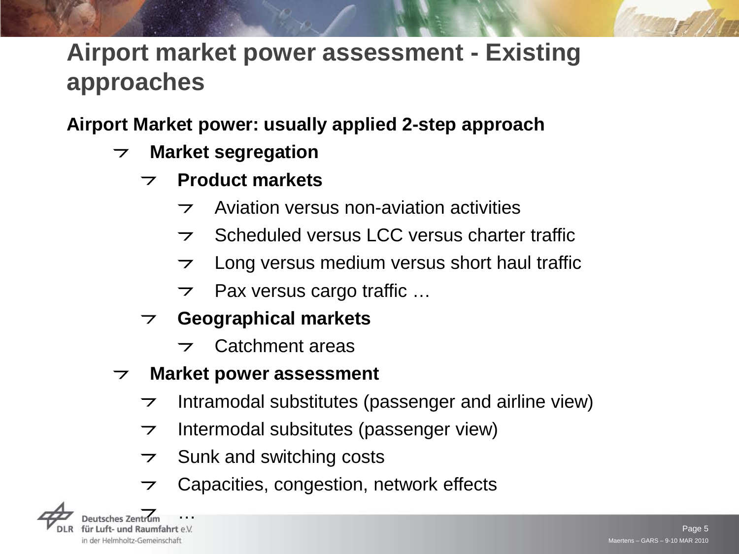# Airport market power assessment - Existing approaches

**Airport Market power: usually applied 2-step approach**

- **Market segregation**
  - **Product markets**
    - Aviation versus non-aviation activities
    - Scheduled versus LCC versus charter traffic
    - Long versus medium versus short haul traffic
    - Pax versus cargo traffic …
  - **Geographical markets**
    - Catchment areas
- **Market power assessment**
  - Intramodal substitutes (passenger and airline view)
  - Intermodal subsitutes (passenger view)
  - Sunk and switching costs
  - Capacities, congestion, network effects
  - …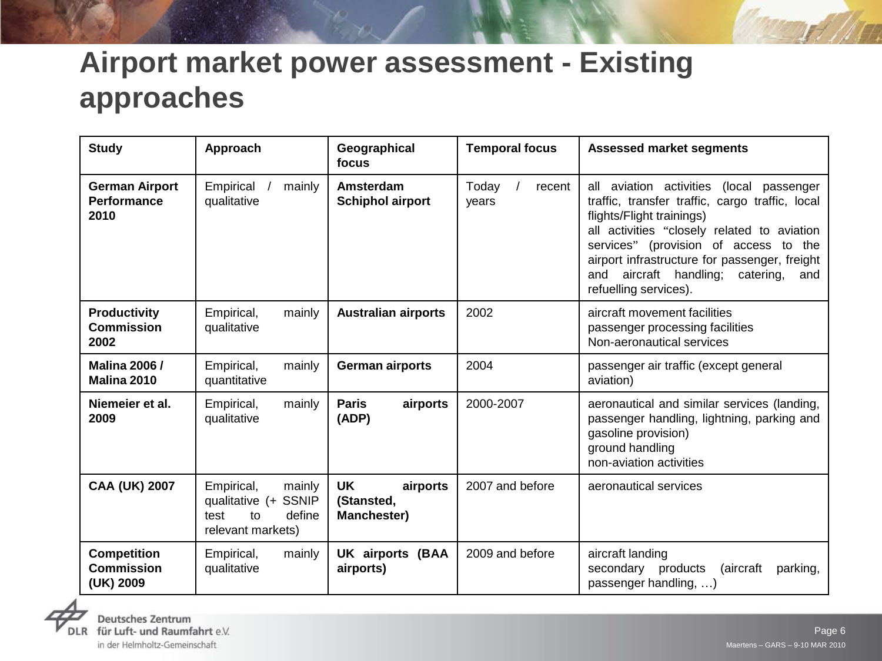# Airport market power assessment - Existing approaches

| Study | Approach | Geographical focus | Temporal focus | Assessed market segments |
|---|---|---|---|---|
| **German Airport Performance 2010** | Empirical / mainly qualitative | **Amsterdam Schiphol airport** | Today / recent years | all aviation activities (local passenger traffic, transfer traffic, cargo traffic, local flights/Flight trainings)<br>all activities "closely related to aviation services" (provision of access to the airport infrastructure for passenger, freight and aircraft handling; catering, and refuelling services). |
| **Productivity Commission 2002** | Empirical, mainly qualitative | **Australian airports** | 2002 | aircraft movement facilities<br>passenger processing facilities<br>Non-aeronautical services |
| **Malina 2006 / Malina 2010** | Empirical, mainly quantitative | **German airports** | 2004 | passenger air traffic (except general aviation) |
| **Niemeier et al. 2009** | Empirical, mainly qualitative | **Paris airports (ADP)** | 2000-2007 | aeronautical and similar services (landing, passenger handling, lightning, parking and gasoline provision)<br>ground handling<br>non-aviation activities |
| **CAA (UK) 2007** | Empirical, mainly qualitative (+ SSNIP test to define relevant markets) | **UK airports (Stansted, Manchester)** | 2007 and before | aeronautical services |
| **Competition Commission (UK) 2009** | Empirical, mainly qualitative | **UK airports (BAA airports)** | 2009 and before | aircraft landing<br>secondary products (aircraft parking, passenger handling, …) |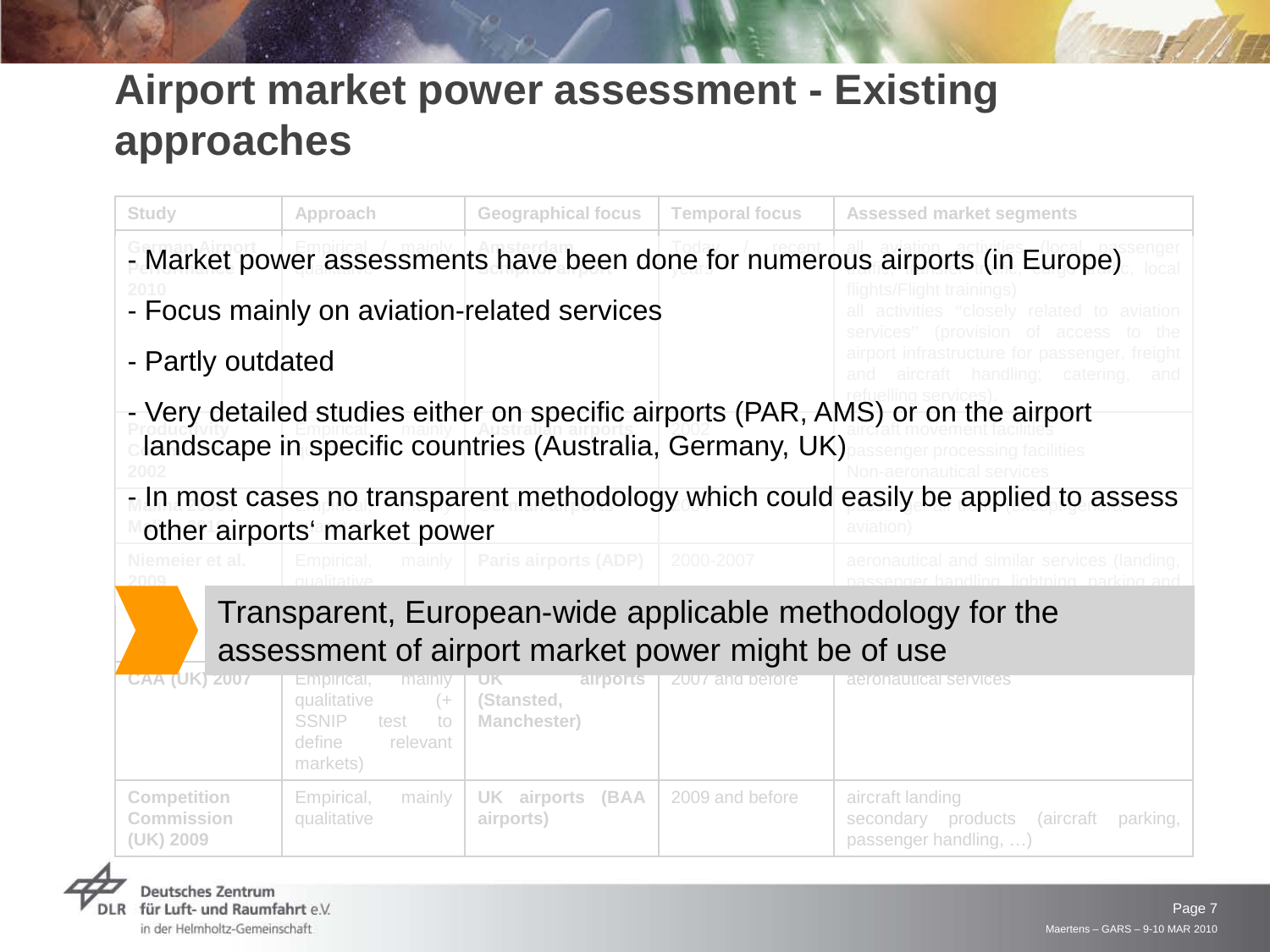# Airport market power assessment - Existing approaches

- Market power assessments have been done for numerous airports (in Europe)
- Focus mainly on aviation-related services
- Partly outdated
- Very detailed studies either on specific airports (PAR, AMS) or on the airport landscape in specific countries (Australia, Germany, UK)
- In most cases no transparent methodology which could easily be applied to assess other airports' market power

Transparent, European-wide applicable methodology for the assessment of airport market power might be of use

| Study | Approach | Geographical focus | Temporal focus | Assessed market segments |
|---|---|---|---|---|
| Niemeier et al. 2009 | Empirical, mainly qualitative | Paris airports (ADP) | 2000-2007 | aeronautical and similar services (landing, passenger handling, lightning, parking and |
| CAA (UK) 2007 | Empirical, mainly qualitative (+ SSNIP test to define relevant markets) | UK airports (Stansted, Manchester) | 2007 and before | aeronautical services |
| Competition Commission (UK) 2009 | Empirical, mainly qualitative | UK airports (BAA airports) | 2009 and before | aircraft landing<br>secondary products (aircraft parking, passenger handling, …) |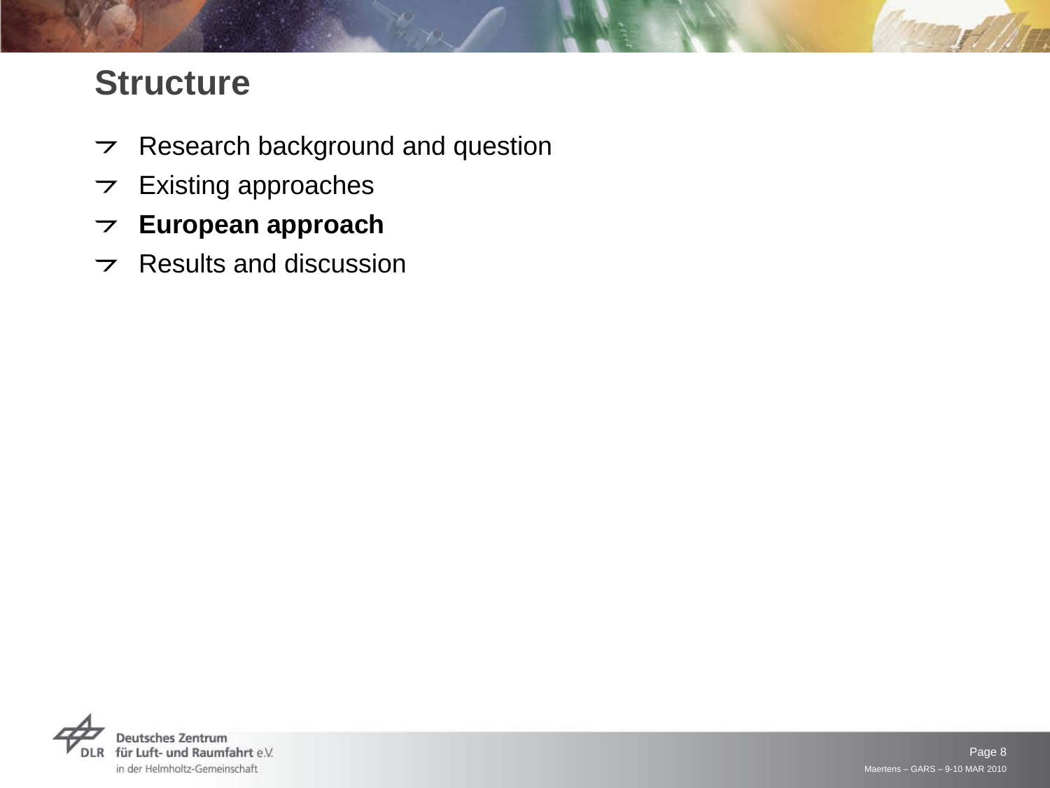# Structure

- Research background and question
- Existing approaches
- **European approach**
- Results and discussion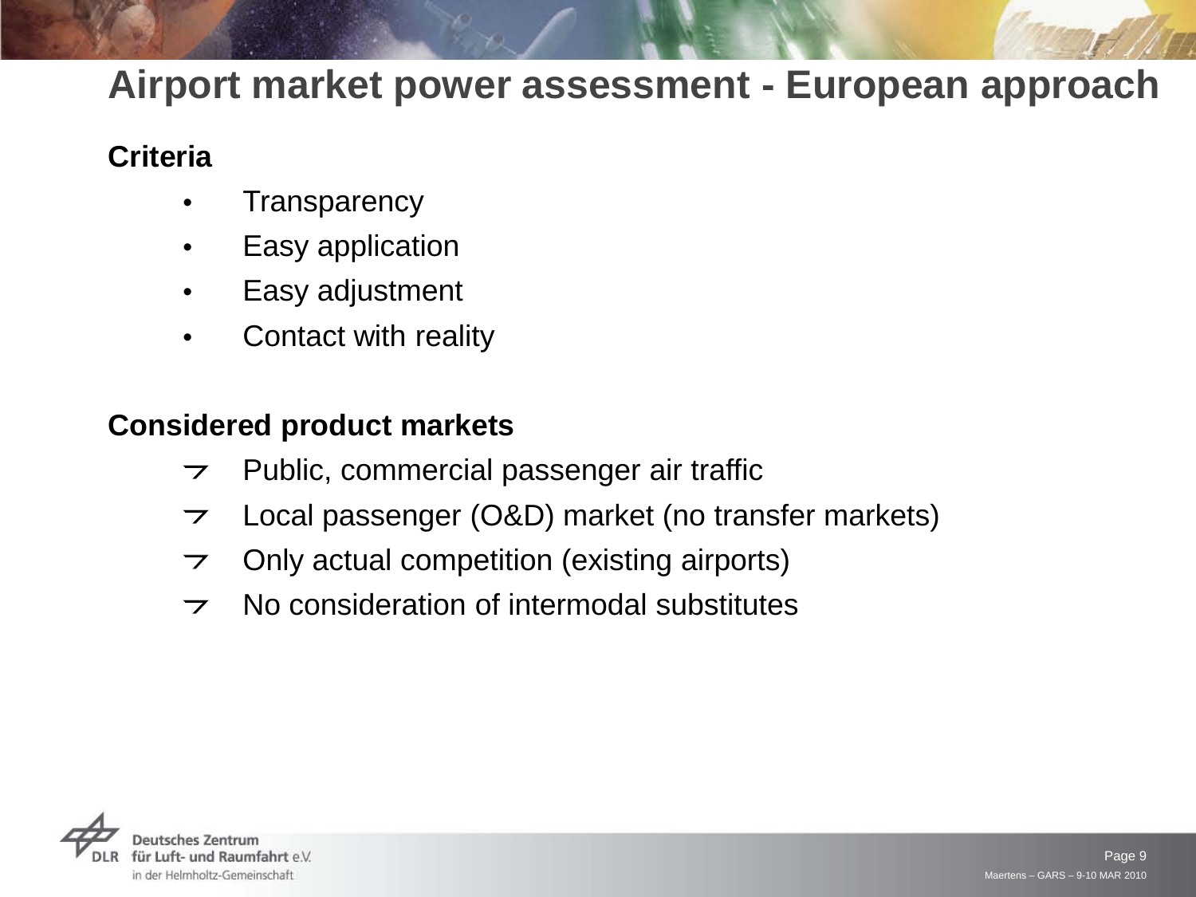# Airport market power assessment - European approach

**Criteria**

- Transparency
- Easy application
- Easy adjustment
- Contact with reality

**Considered product markets**

- Public, commercial passenger air traffic
- Local passenger (O&D) market (no transfer markets)
- Only actual competition (existing airports)
- No consideration of intermodal substitutes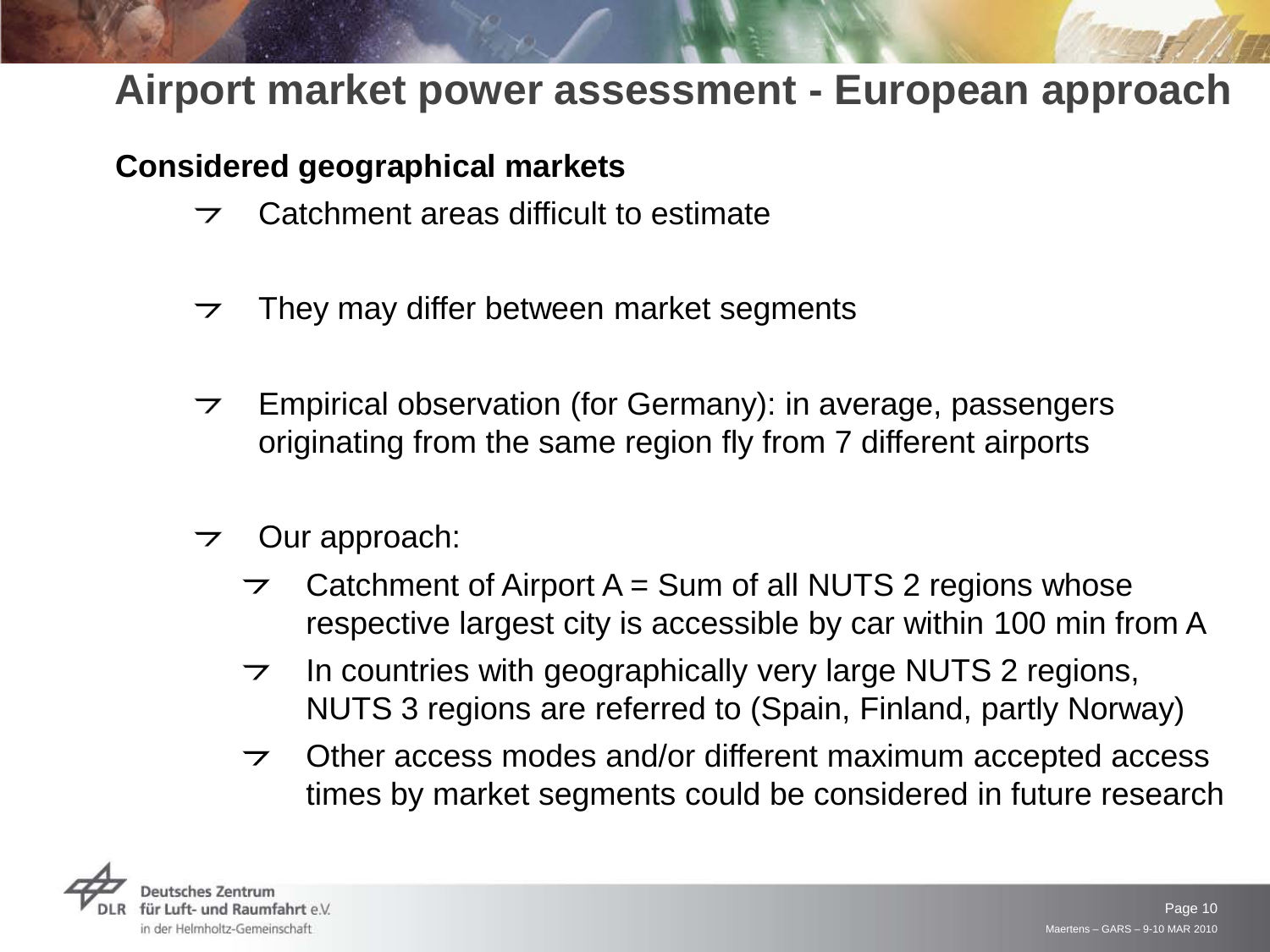# Airport market power assessment - European approach

**Considered geographical markets**

- Catchment areas difficult to estimate
- They may differ between market segments
- Empirical observation (for Germany): in average, passengers originating from the same region fly from 7 different airports
- Our approach:
  - Catchment of Airport A = Sum of all NUTS 2 regions whose respective largest city is accessible by car within 100 min from A
  - In countries with geographically very large NUTS 2 regions, NUTS 3 regions are referred to (Spain, Finland, partly Norway)
  - Other access modes and/or different maximum accepted access times by market segments could be considered in future research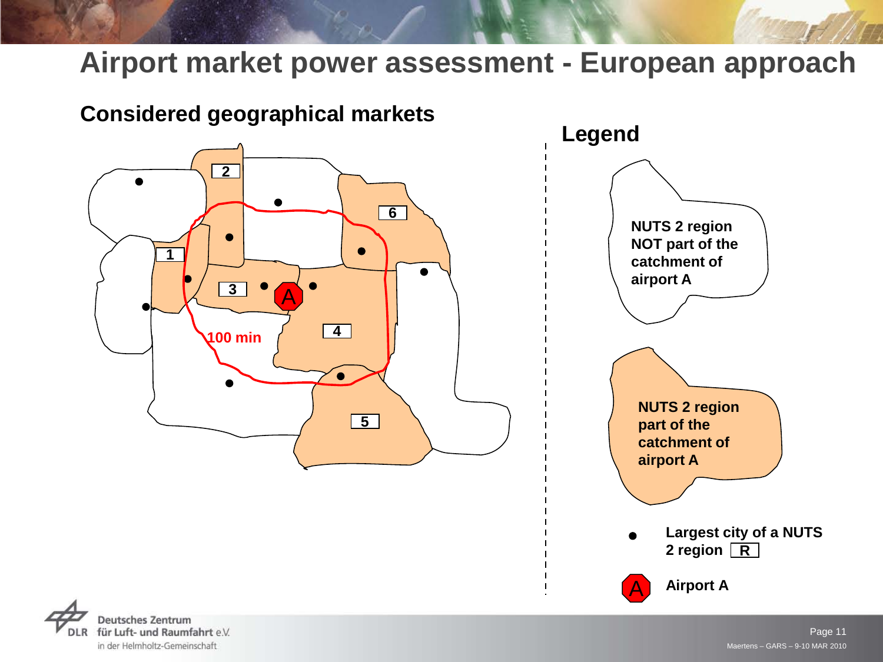# Airport market power assessment - European approach

## Considered geographical markets

2

6

1

3

A

4

100 min

5

### Legend

NUTS 2 region NOT part of the catchment of airport A

NUTS 2 region part of the catchment of airport A

Largest city of a NUTS 2 region R

Airport A

Maertens – GARS – 9-10 MAR 2010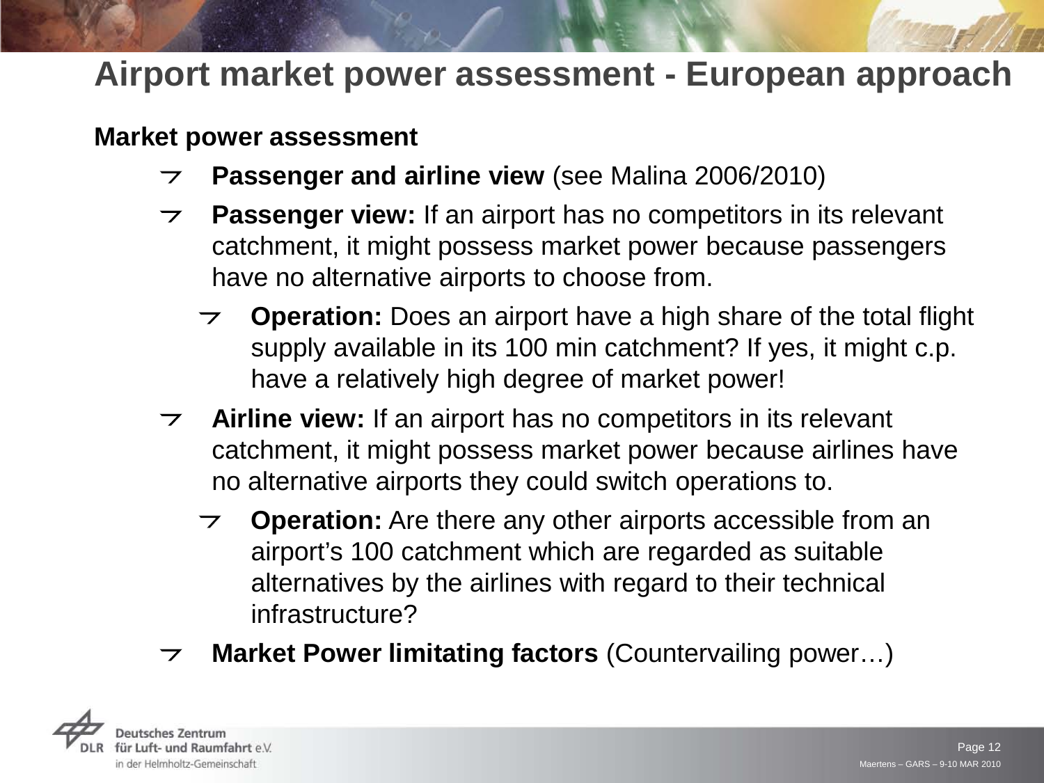# Airport market power assessment - European approach

**Market power assessment**

- **Passenger and airline view** (see Malina 2006/2010)
- **Passenger view:** If an airport has no competitors in its relevant catchment, it might possess market power because passengers have no alternative airports to choose from.
  - **Operation:** Does an airport have a high share of the total flight supply available in its 100 min catchment? If yes, it might c.p. have a relatively high degree of market power!
- **Airline view:** If an airport has no competitors in its relevant catchment, it might possess market power because airlines have no alternative airports they could switch operations to.
  - **Operation:** Are there any other airports accessible from an airport's 100 catchment which are regarded as suitable alternatives by the airlines with regard to their technical infrastructure?
- **Market Power limitating factors** (Countervailing power…)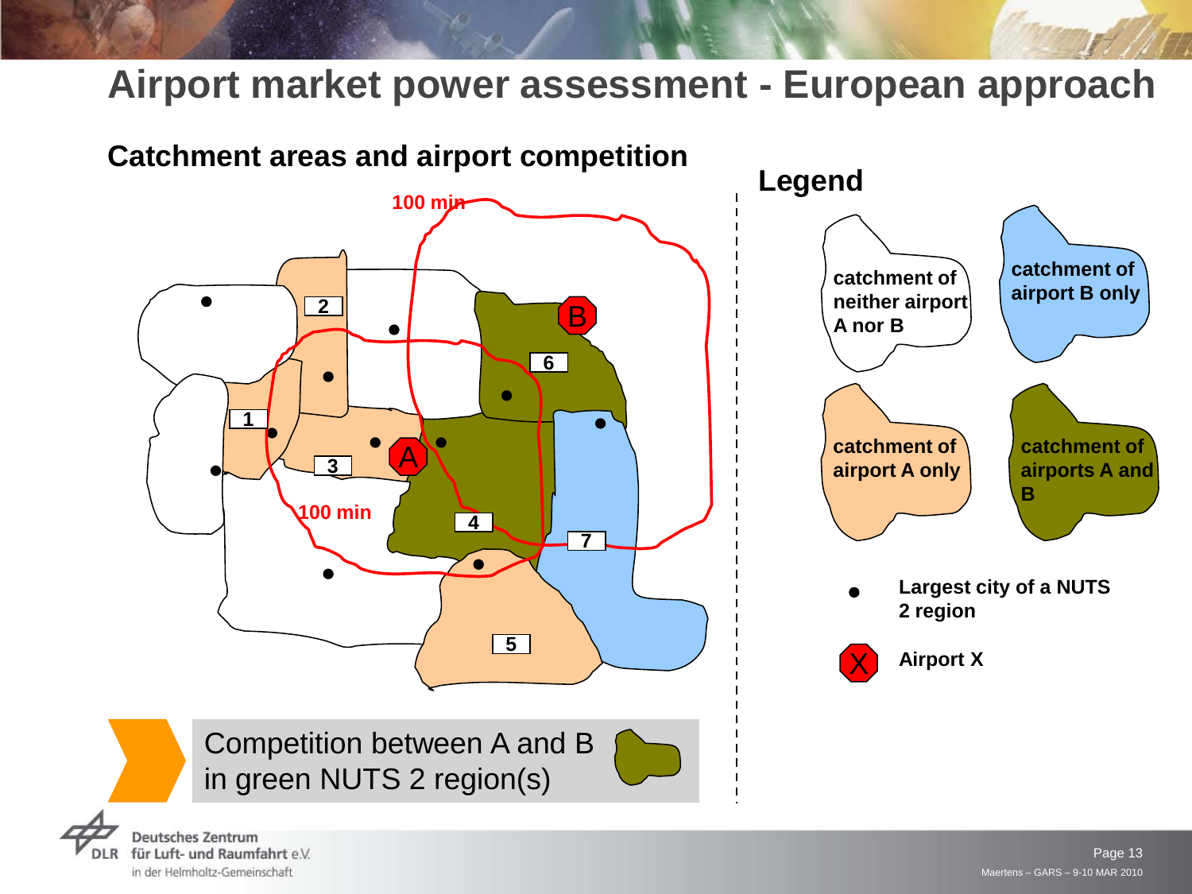# Airport market power assessment - European approach

## Catchment areas and airport competition

100 min

2

B

6

1

3

A

100 min

4

7

5

**Legend**

catchment of neither airport A nor B

catchment of airport B only

catchment of airport A only

catchment of airports A and B

Largest city of a NUTS 2 region

Airport X

Competition between A and B in green NUTS 2 region(s)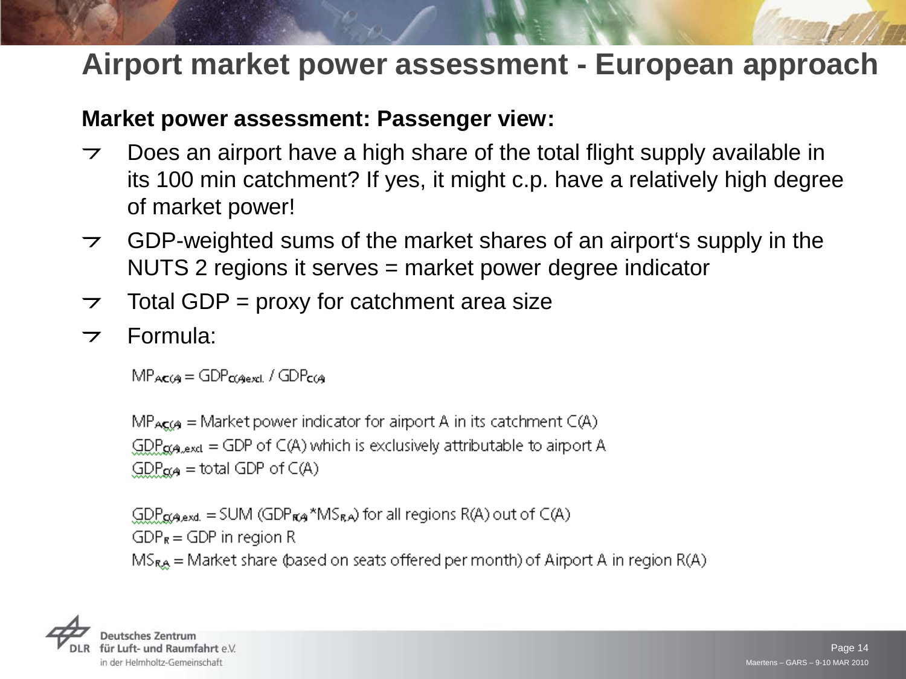# Airport market power assessment - European approach

**Market power assessment: Passenger view:**

- Does an airport have a high share of the total flight supply available in its 100 min catchment? If yes, it might c.p. have a relatively high degree of market power!
- GDP-weighted sums of the market shares of an airport's supply in the NUTS 2 regions it serves = market power degree indicator
- Total GDP = proxy for catchment area size
- Formula:

$$MP_{AC(A)} = GDP_{C(A)excl.} / GDP_{C(A)}$$

$MP_{AC(A)}$ = Market power indicator for airport A in its catchment C(A)
$GDP_{C(A),excl}$ = GDP of C(A) which is exclusively attributable to airport A
$GDP_{C(A)}$ = total GDP of C(A)

$GDP_{C(A),excl.}$ = SUM ($GDP_{R(A)}$ * $MS_{R,A}$) for all regions R(A) out of C(A)
$GDP_{R}$ = GDP in region R
$MS_{R,A}$ = Market share (based on seats offered per month) of Airport A in region R(A)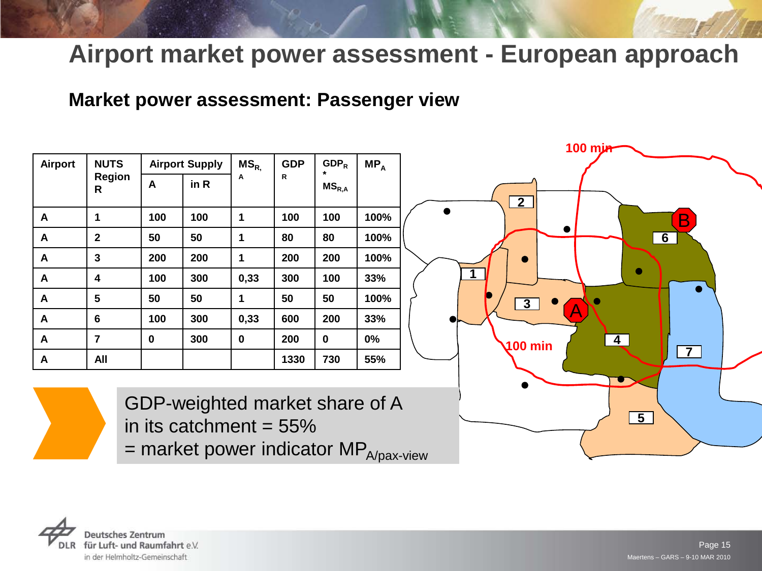# Airport market power assessment - European approach

## Market power assessment: Passenger view

| Airport | NUTS Region R | Airport Supply | | $MS_{R,A}$ | $GDP_R$ | $GDP_R * MS_{R,A}$ | $MP_A$ |
|---|---|---|---|---|---|---|---|
| | | A | in R | | | | |
| A | 1 | 100 | 100 | 1 | 100 | 100 | 100% |
| A | 2 | 50 | 50 | 1 | 80 | 80 | 100% |
| A | 3 | 200 | 200 | 1 | 200 | 200 | 100% |
| A | 4 | 100 | 300 | 0,33 | 300 | 100 | 33% |
| A | 5 | 50 | 50 | 1 | 50 | 50 | 100% |
| A | 6 | 100 | 300 | 0,33 | 600 | 200 | 33% |
| A | 7 | 0 | 300 | 0 | 200 | 0 | 0% |
| A | All | | | | 1330 | 730 | 55% |

GDP-weighted market share of A in its catchment = 55% = market power indicator $MP_{A/pax\text{-}view}$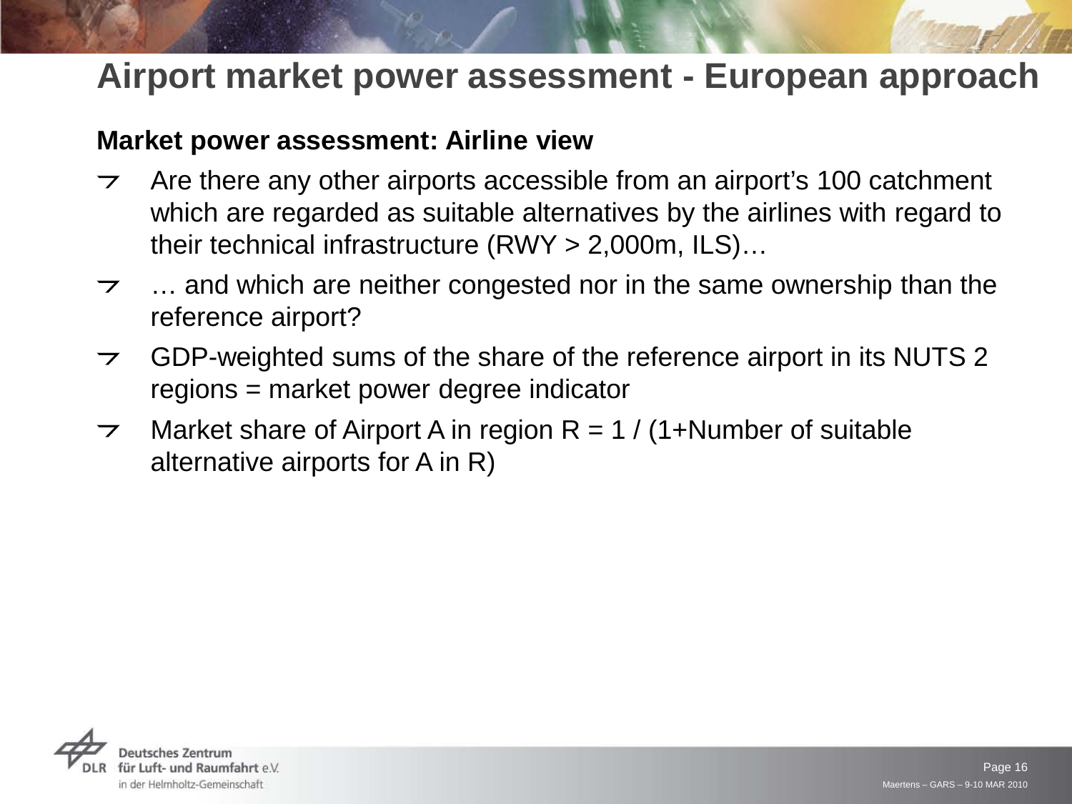# Airport market power assessment - European approach

**Market power assessment: Airline view**

- Are there any other airports accessible from an airport's 100 catchment which are regarded as suitable alternatives by the airlines with regard to their technical infrastructure (RWY > 2,000m, ILS)…
- … and which are neither congested nor in the same ownership than the reference airport?
- GDP-weighted sums of the share of the reference airport in its NUTS 2 regions = market power degree indicator
- Market share of Airport A in region R = 1 / (1+Number of suitable alternative airports for A in R)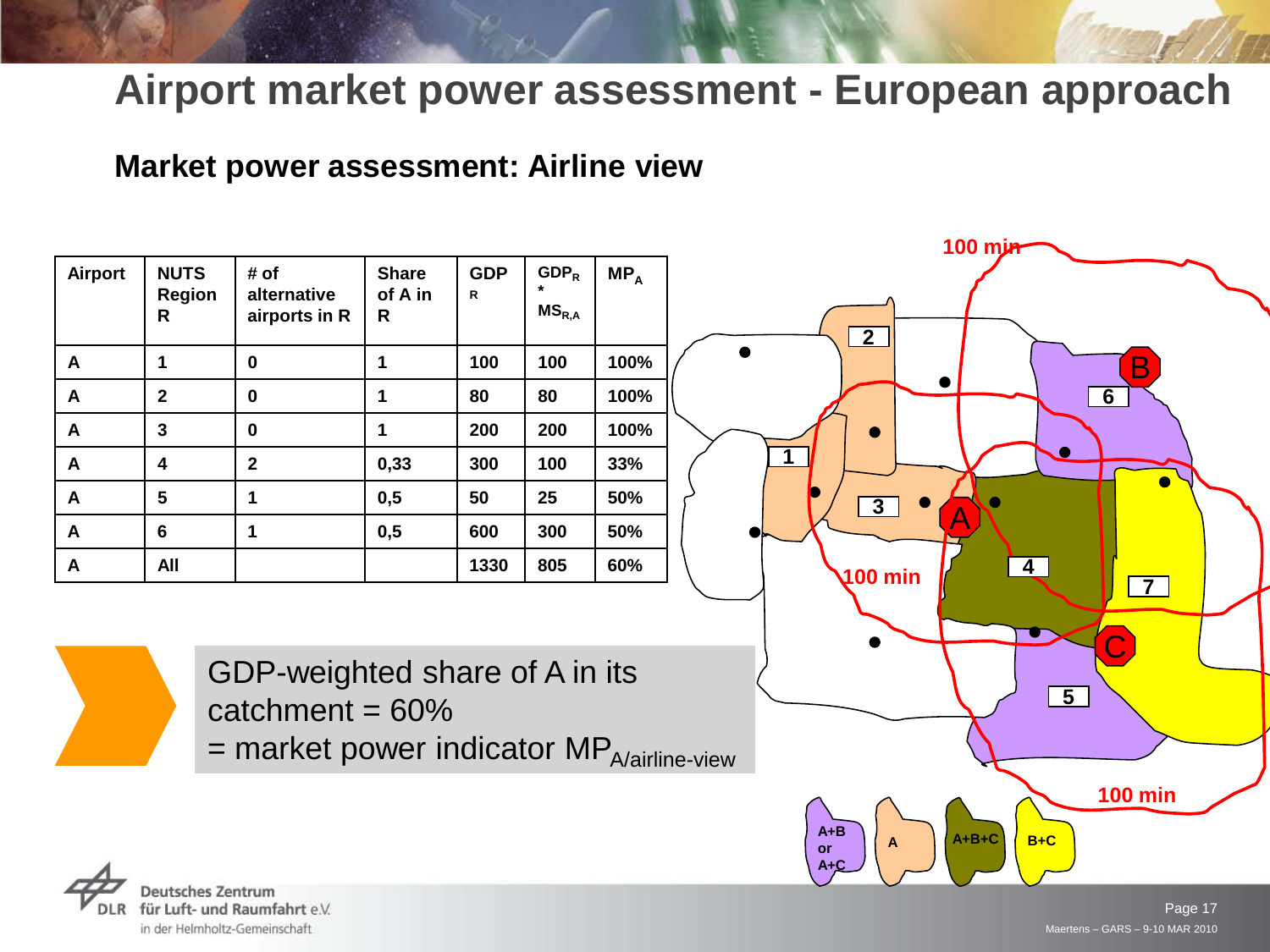# Airport market power assessment - European approach

## Market power assessment: Airline view

| Airport | NUTS Region R | # of alternative airports in R | Share of A in R | $GDP_R$ | $GDP_R * MS_{R,A}$ | $MP_A$ |
|---|---|---|---|---|---|---|
| A | 1 | 0 | 1 | 100 | 100 | 100% |
| A | 2 | 0 | 1 | 80 | 80 | 100% |
| A | 3 | 0 | 1 | 200 | 200 | 100% |
| A | 4 | 2 | 0,33 | 300 | 100 | 33% |
| A | 5 | 1 | 0,5 | 50 | 25 | 50% |
| A | 6 | 1 | 0,5 | 600 | 300 | 50% |
| A | All | | | 1330 | 805 | 60% |

GDP-weighted share of A in its catchment = 60%
= market power indicator $MP_{A/airline\text{-}view}$

100 min

100 min

100 min

A+B or A+C | A | A+B+C | B+C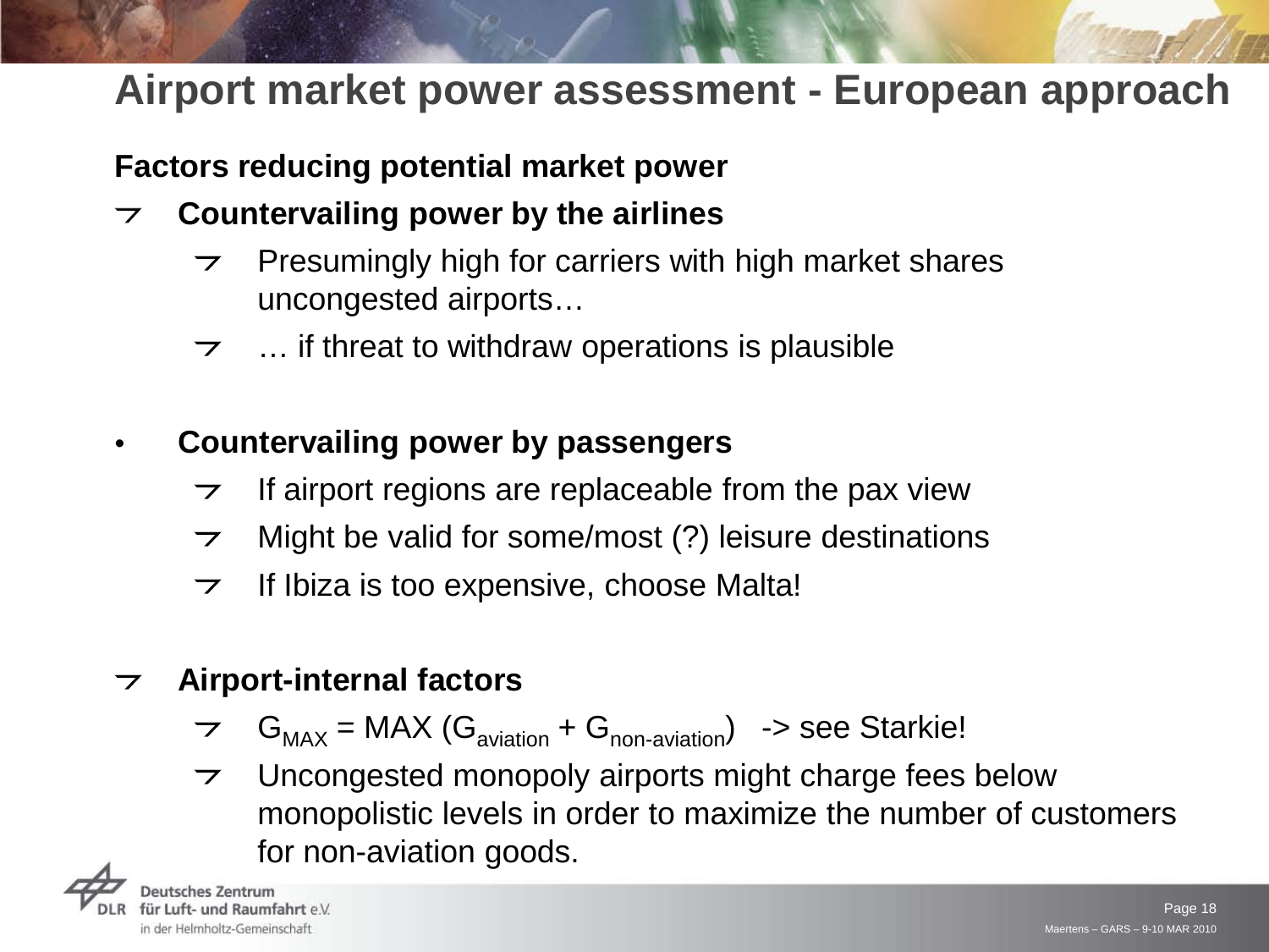# Airport market power assessment - European approach

**Factors reducing potential market power**

- **Countervailing power by the airlines**
  - Presumingly high for carriers with high market shares uncongested airports…
  - … if threat to withdraw operations is plausible

- **Countervailing power by passengers**
  - If airport regions are replaceable from the pax view
  - Might be valid for some/most (?) leisure destinations
  - If Ibiza is too expensive, choose Malta!

- **Airport-internal factors**
  - $G_{MAX} = MAX(G_{aviation} + G_{non\text{-}aviation})$ -> see Starkie!
  - Uncongested monopoly airports might charge fees below monopolistic levels in order to maximize the number of customers for non-aviation goods.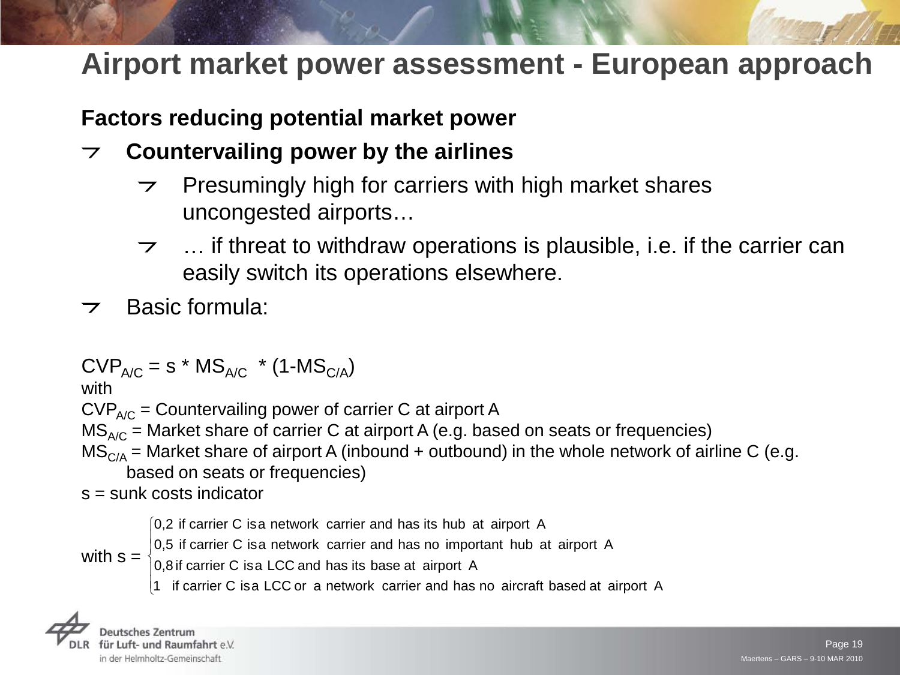# Airport market power assessment - European approach

**Factors reducing potential market power**

- **Countervailing power by the airlines**
  - Presumingly high for carriers with high market shares uncongested airports…
  - … if threat to withdraw operations is plausible, i.e. if the carrier can easily switch its operations elsewhere.
- Basic formula:

$$CVP_{A/C} = s * MS_{A/C} * (1-MS_{C/A})$$

with

$CVP_{A/C}$ = Countervailing power of carrier C at airport A

$MS_{A/C}$ = Market share of carrier C at airport A (e.g. based on seats or frequencies)

$MS_{C/A}$ = Market share of airport A (inbound + outbound) in the whole network of airline C (e.g. based on seats or frequencies)

s = sunk costs indicator

$$\text{with } s = \begin{cases} 0{,}2 \text{ if carrier C is a network carrier and has its hub at airport A} \\ 0{,}5 \text{ if carrier C is a network carrier and has no important hub at airport A} \\ 0{,}8 \text{ if carrier C is a LCC and has its base at airport A} \\ 1 \text{ if carrier C is a LCC or a network carrier and has no aircraft based at airport A} \end{cases}$$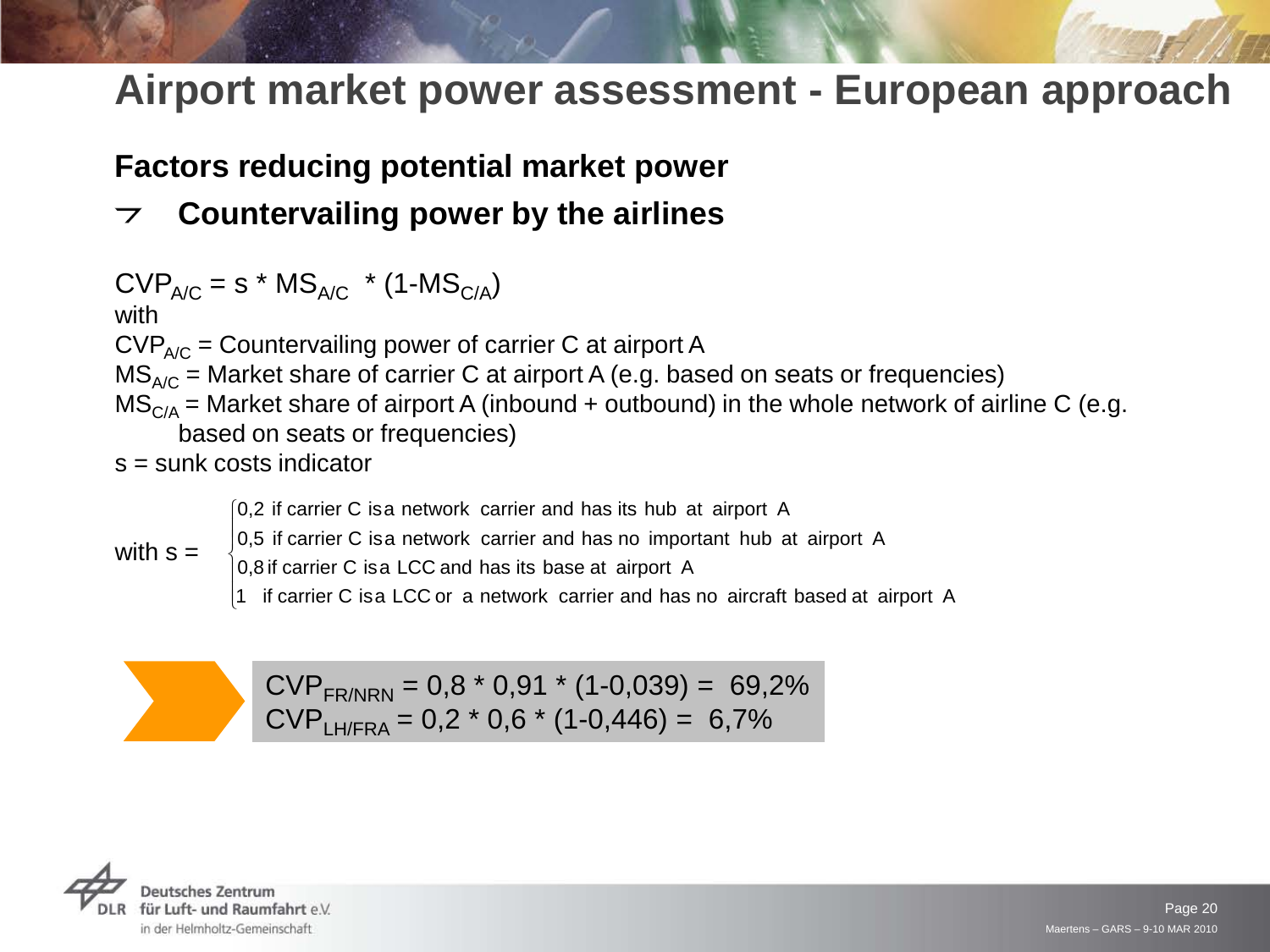# Airport market power assessment - European approach

## Factors reducing potential market power

- **Countervailing power by the airlines**

$CVP_{A/C} = s * MS_{A/C} * (1-MS_{C/A})$

with

$CVP_{A/C}$ = Countervailing power of carrier C at airport A

$MS_{A/C}$ = Market share of carrier C at airport A (e.g. based on seats or frequencies)

$MS_{C/A}$ = Market share of airport A (inbound + outbound) in the whole network of airline C (e.g. based on seats or frequencies)

s = sunk costs indicator

$$
\text{with } s = \begin{cases} 0{,}2 & \text{if carrier C is a network carrier and has its hub at airport A} \\ 0{,}5 & \text{if carrier C is a network carrier and has no important hub at airport A} \\ 0{,}8 & \text{if carrier C is a LCC and has its base at airport A} \\ 1 & \text{if carrier C is a LCC or a network carrier and has no aircraft based at airport A} \end{cases}
$$

$CVP_{FR/NRN} = 0{,}8 * 0{,}91 * (1-0{,}039) = 69{,}2\%$

$CVP_{LH/FRA} = 0{,}2 * 0{,}6 * (1-0{,}446) = 6{,}7\%$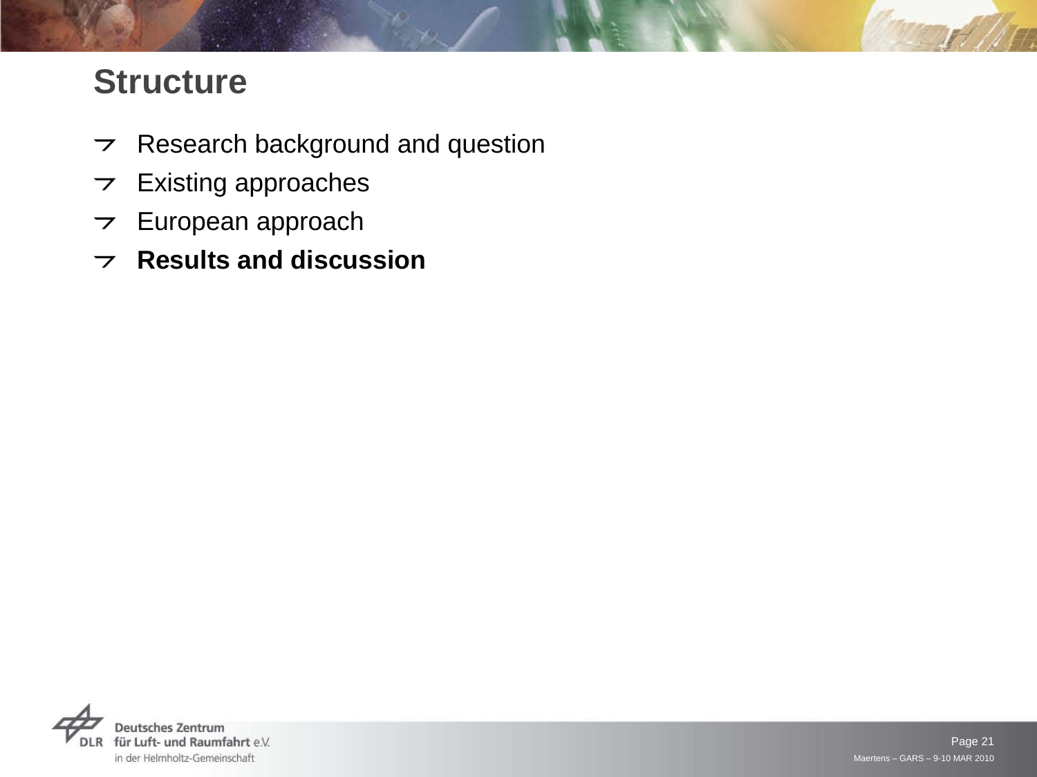# Structure

- Research background and question
- Existing approaches
- European approach
- **Results and discussion**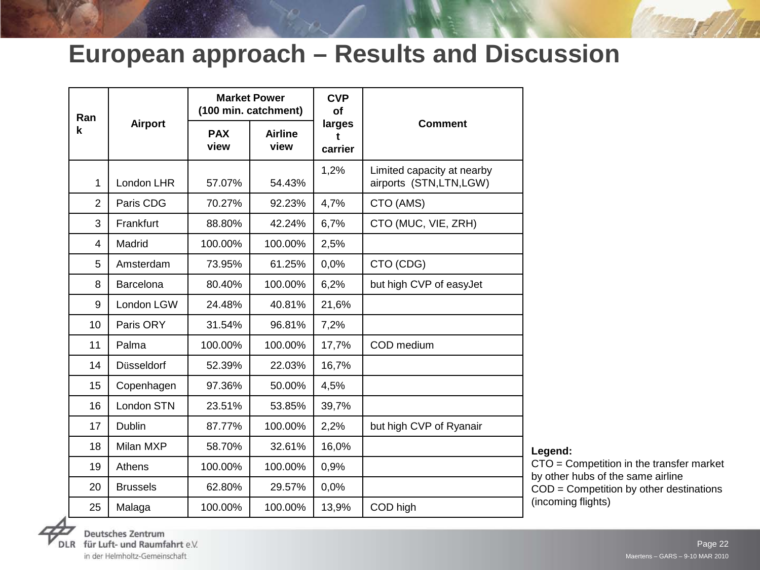# European approach – Results and Discussion

| Rank | Airport | Market Power (100 min. catchment) | | CVP of largest carrier | Comment |
|---|---|---|---|---|---|
| | | PAX view | Airline view | | |
| 1 | London LHR | 57.07% | 54.43% | 1,2% | Limited capacity at nearby airports (STN,LTN,LGW) |
| 2 | Paris CDG | 70.27% | 92.23% | 4,7% | CTO (AMS) |
| 3 | Frankfurt | 88.80% | 42.24% | 6,7% | CTO (MUC, VIE, ZRH) |
| 4 | Madrid | 100.00% | 100.00% | 2,5% | |
| 5 | Amsterdam | 73.95% | 61.25% | 0,0% | CTO (CDG) |
| 8 | Barcelona | 80.40% | 100.00% | 6,2% | but high CVP of easyJet |
| 9 | London LGW | 24.48% | 40.81% | 21,6% | |
| 10 | Paris ORY | 31.54% | 96.81% | 7,2% | |
| 11 | Palma | 100.00% | 100.00% | 17,7% | COD medium |
| 14 | Düsseldorf | 52.39% | 22.03% | 16,7% | |
| 15 | Copenhagen | 97.36% | 50.00% | 4,5% | |
| 16 | London STN | 23.51% | 53.85% | 39,7% | |
| 17 | Dublin | 87.77% | 100.00% | 2,2% | but high CVP of Ryanair |
| 18 | Milan MXP | 58.70% | 32.61% | 16,0% | |
| 19 | Athens | 100.00% | 100.00% | 0,9% | |
| 20 | Brussels | 62.80% | 29.57% | 0,0% | |
| 25 | Malaga | 100.00% | 100.00% | 13,9% | COD high |

**Legend:**
CTO = Competition in the transfer market by other hubs of the same airline
COD = Competition by other destinations (incoming flights)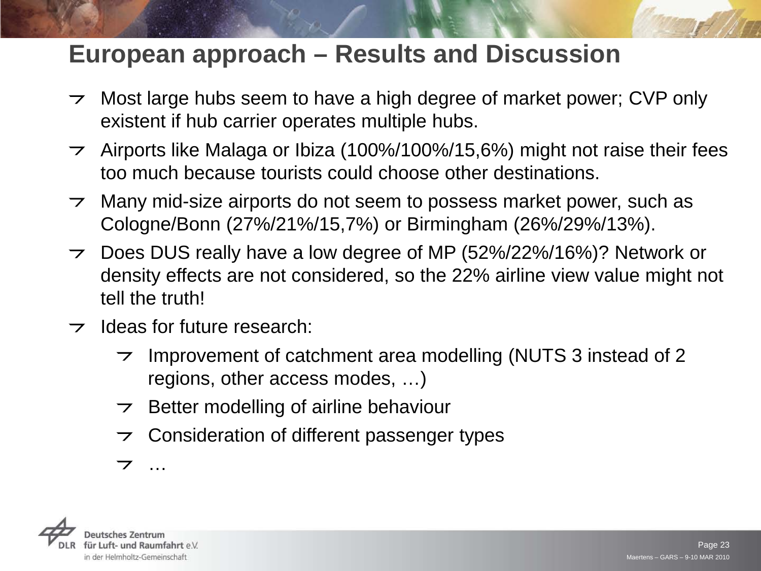# European approach – Results and Discussion

- Most large hubs seem to have a high degree of market power; CVP only existent if hub carrier operates multiple hubs.
- Airports like Malaga or Ibiza (100%/100%/15,6%) might not raise their fees too much because tourists could choose other destinations.
- Many mid-size airports do not seem to possess market power, such as Cologne/Bonn (27%/21%/15,7%) or Birmingham (26%/29%/13%).
- Does DUS really have a low degree of MP (52%/22%/16%)? Network or density effects are not considered, so the 22% airline view value might not tell the truth!
- Ideas for future research:
  - Improvement of catchment area modelling (NUTS 3 instead of 2 regions, other access modes, …)
  - Better modelling of airline behaviour
  - Consideration of different passenger types
  - …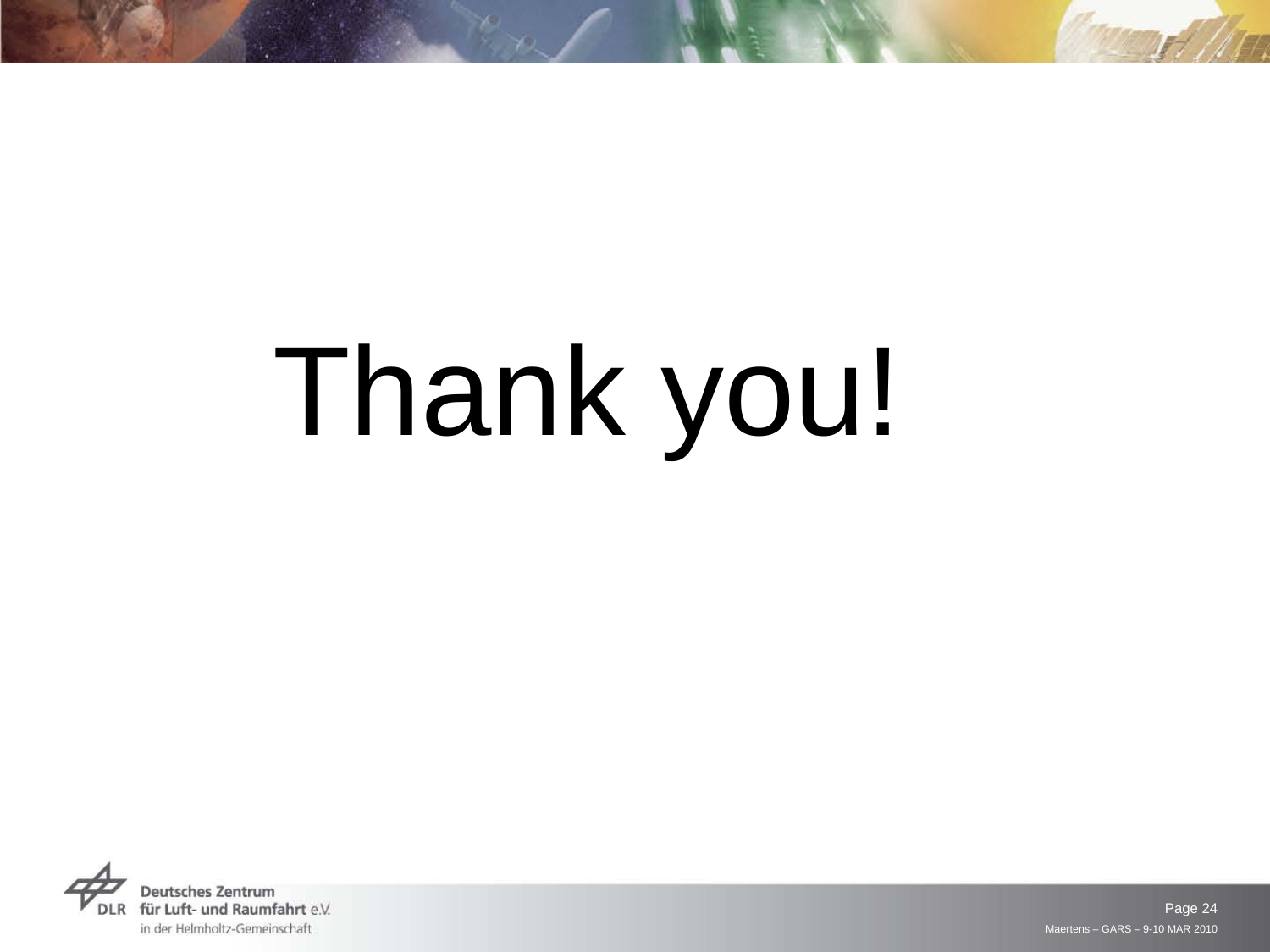# Thank you!